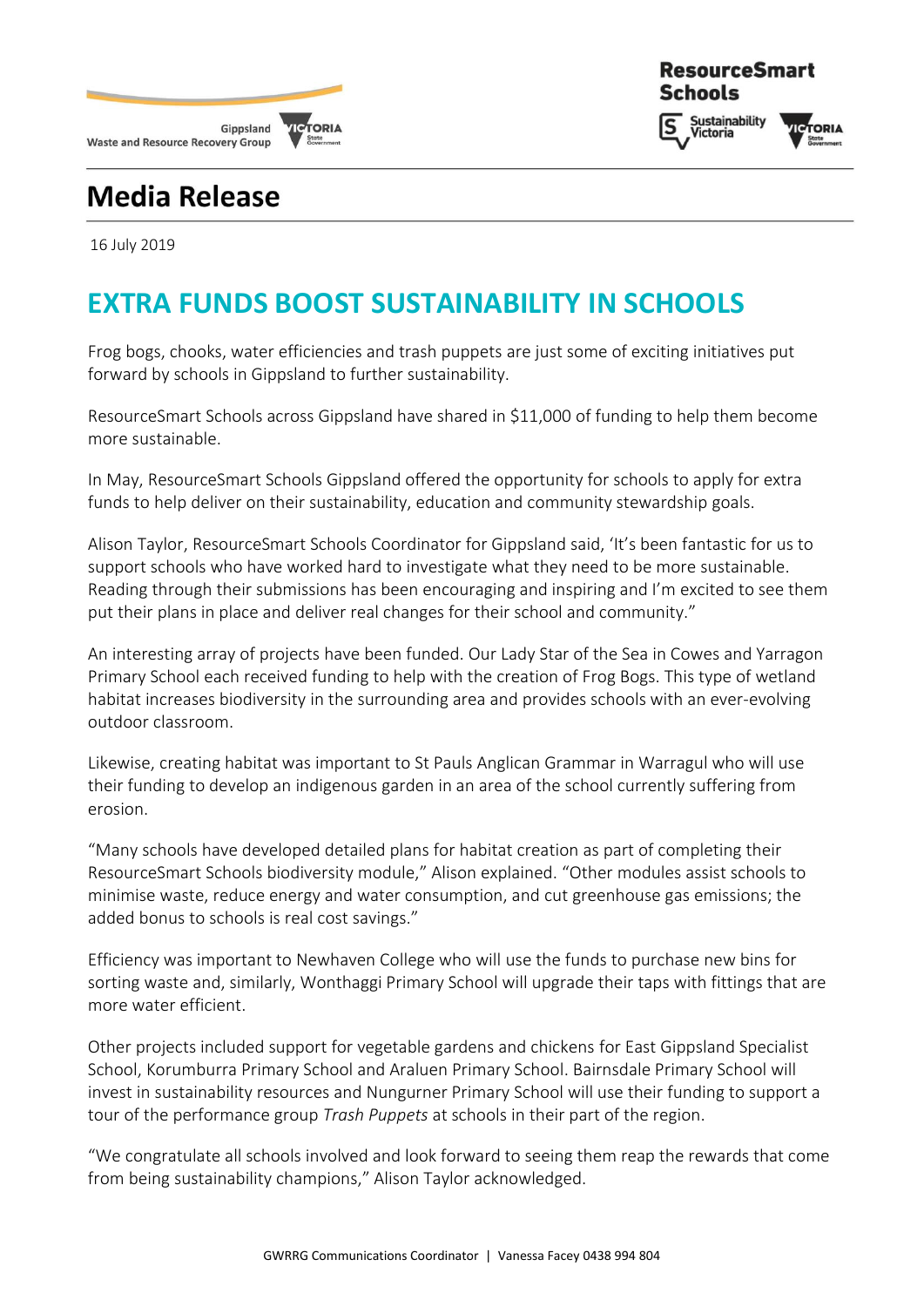Gippsland Waste and Resource Recovery Group

ResourceSmart Schools

# Media Release

16 July 2019

## EXTRA FUNDS BOOST SUSTAINABILITY IN SCHOOLS

Frog bogs, chooks, water efficiencies and trash puppets are just some of exciting initiatives put forward by schools in Gippsland to further sustainability.

ResourceSmart Schools across Gippsland have shared in $11,000 of funding to help them become more sustainable.

In May, ResourceSmart Schools Gippsland offered the opportunity for schools to apply for extra funds to help deliver on their sustainability, education and community stewardship goals.

Alison Taylor, ResourceSmart Schools Coordinator for Gippsland said, 'It's been fantastic for us to support schools who have worked hard to investigate what they need to be more sustainable. Reading through their submissions has been encouraging and inspiring and I'm excited to see them put their plans in place and deliver real changes for their school and community."

An interesting array of projects have been funded. Our Lady Star of the Sea in Cowes and Yarragon Primary School each received funding to help with the creation of Frog Bogs. This type of wetland habitat increases biodiversity in the surrounding area and provides schools with an ever-evolving outdoor classroom.

Likewise, creating habitat was important to St Pauls Anglican Grammar in Warragul who will use their funding to develop an indigenous garden in an area of the school currently suffering from erosion.

"Many schools have developed detailed plans for habitat creation as part of completing their ResourceSmart Schools biodiversity module," Alison explained. "Other modules assist schools to minimise waste, reduce energy and water consumption, and cut greenhouse gas emissions; the added bonus to schools is real cost savings."

Efficiency was important to Newhaven College who will use the funds to purchase new bins for sorting waste and, similarly, Wonthaggi Primary School will upgrade their taps with fittings that are more water efficient.

Other projects included support for vegetable gardens and chickens for East Gippsland Specialist School, Korumburra Primary School and Araluen Primary School. Bairnsdale Primary School will invest in sustainability resources and Nungurner Primary School will use their funding to support a tour of the performance group *Trash Puppets* at schools in their part of the region.

"We congratulate all schools involved and look forward to seeing them reap the rewards that come from being sustainability champions," Alison Taylor acknowledged.

GWRRG Communications Coordinator | Vanessa Facey 0438 994 804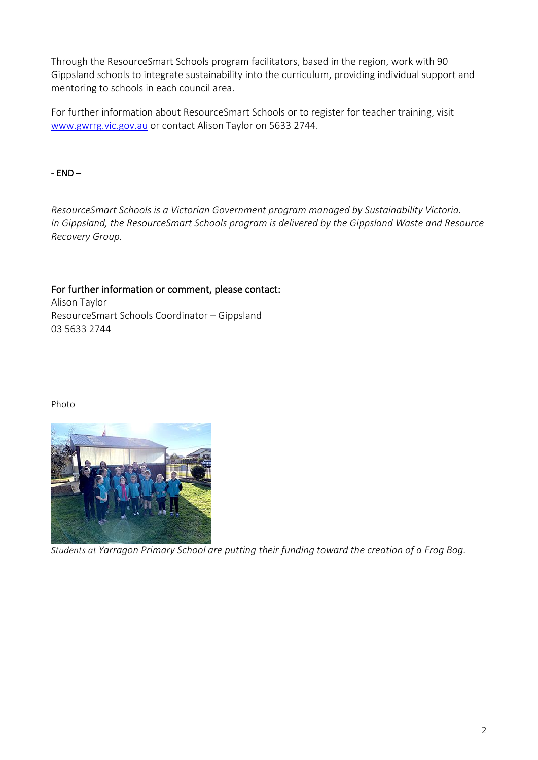Through the ResourceSmart Schools program facilitators, based in the region, work with 90 Gippsland schools to integrate sustainability into the curriculum, providing individual support and mentoring to schools in each council area.

For further information about ResourceSmart Schools or to register for teacher training, visit [www.gwrrg.vic.gov.au](http://www.gwrrg.vic.gov.au) or contact Alison Taylor on 5633 2744.

- END –

*ResourceSmart Schools is a Victorian Government program managed by Sustainability Victoria. In Gippsland, the ResourceSmart Schools program is delivered by the Gippsland Waste and Resource Recovery Group.*

For further information or comment, please contact:
Alison Taylor
ResourceSmart Schools Coordinator – Gippsland
03 5633 2744

Photo

*Students at Yarragon Primary School are putting their funding toward the creation of a Frog Bog.*